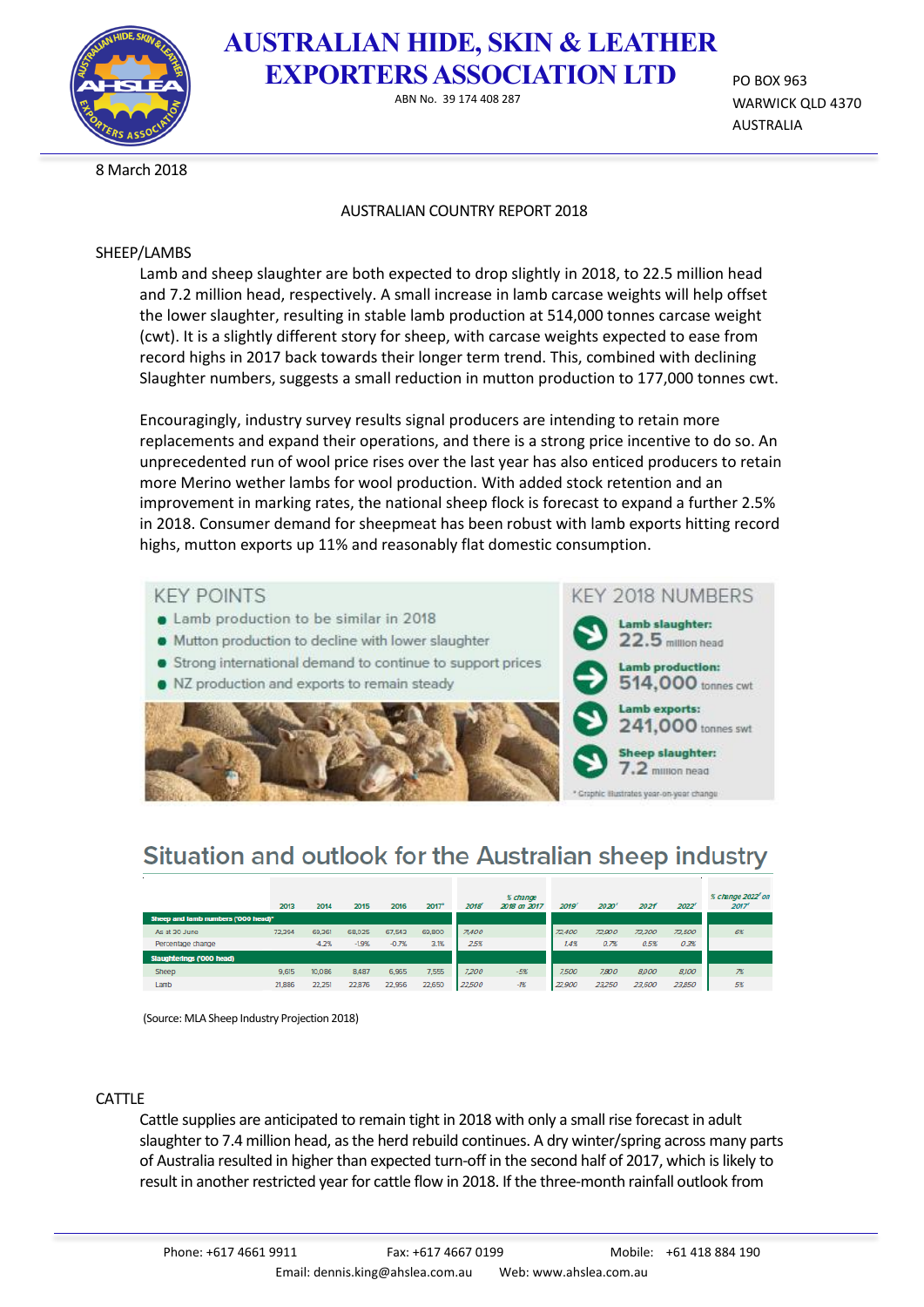# AUSTRALIAN HIDE, SKIN & LEATHER EXPORTERS ASSOCIATION LTD

ABN No. 39 174 408 287

PO BOX 963
WARWICK QLD 4370
AUSTRALIA

8 March 2018

AUSTRALIAN COUNTRY REPORT 2018

## SHEEP/LAMBS

Lamb and sheep slaughter are both expected to drop slightly in 2018, to 22.5 million head and 7.2 million head, respectively. A small increase in lamb carcase weights will help offset the lower slaughter, resulting in stable lamb production at 514,000 tonnes carcase weight (cwt). It is a slightly different story for sheep, with carcase weights expected to ease from record highs in 2017 back towards their longer term trend. This, combined with declining Slaughter numbers, suggests a small reduction in mutton production to 177,000 tonnes cwt.

Encouragingly, industry survey results signal producers are intending to retain more replacements and expand their operations, and there is a strong price incentive to do so. An unprecedented run of wool price rises over the last year has also enticed producers to retain more Merino wether lambs for wool production. With added stock retention and an improvement in marking rates, the national sheep flock is forecast to expand a further 2.5% in 2018. Consumer demand for sheepmeat has been robust with lamb exports hitting record highs, mutton exports up 11% and reasonably flat domestic consumption.

### KEY POINTS

- Lamb production to be similar in 2018
- Mutton production to decline with lower slaughter
- Strong international demand to continue to support prices
- NZ production and exports to remain steady

### KEY 2018 NUMBERS

- Lamb slaughter: 22.5 million head
- Lamb production: 514,000 tonnes cwt
- Lamb exports: 241,000 tonnes swt
- Sheep slaughter: 7.2 million head

* Graphic illustrates year-on-year change

### Situation and outlook for the Australian sheep industry

| | 2013 | 2014 | 2015 | 2016 | 2017* | 2018f | % change 2018f on 2017 | 2019f | 2020f | 2021f | 2022f | % change 2022f on 2017 |
|---|---|---|---|---|---|---|---|---|---|---|---|---|
| **Sheep and lamb numbers ('000 head)*** | | | | | | | | | | | | |
| As at 30 June | 72,364 | 69,361 | 68,025 | 67,543 | 69,800 | 71,400 | | 72,400 | 72,900 | 73,200 | 73,500 | 6% |
| Percentage change | | -4.2% | -1.9% | -0.7% | 3.1% | 2.5% | | 1.4% | 0.7% | 0.5% | 0.3% | |
| **Slaughterings ('000 head)** | | | | | | | | | | | | |
| Sheep | 9,615 | 10,086 | 8,487 | 6,965 | 7,555 | 7,200 | -5% | 7,500 | 7,800 | 8,000 | 8,100 | 7% |
| Lamb | 21,886 | 22,251 | 22,876 | 22,956 | 22,650 | 22,500 | -1% | 22,900 | 23,250 | 23,500 | 23,850 | 5% |

(Source: MLA Sheep Industry Projection 2018)

## CATTLE

Cattle supplies are anticipated to remain tight in 2018 with only a small rise forecast in adult slaughter to 7.4 million head, as the herd rebuild continues. A dry winter/spring across many parts of Australia resulted in higher than expected turn-off in the second half of 2017, which is likely to result in another restricted year for cattle flow in 2018. If the three-month rainfall outlook from

Phone: +617 4661 9911 Fax: +617 4667 0199 Mobile: +61 418 884 190
Email: dennis.king@ahslea.com.au Web: www.ahslea.com.au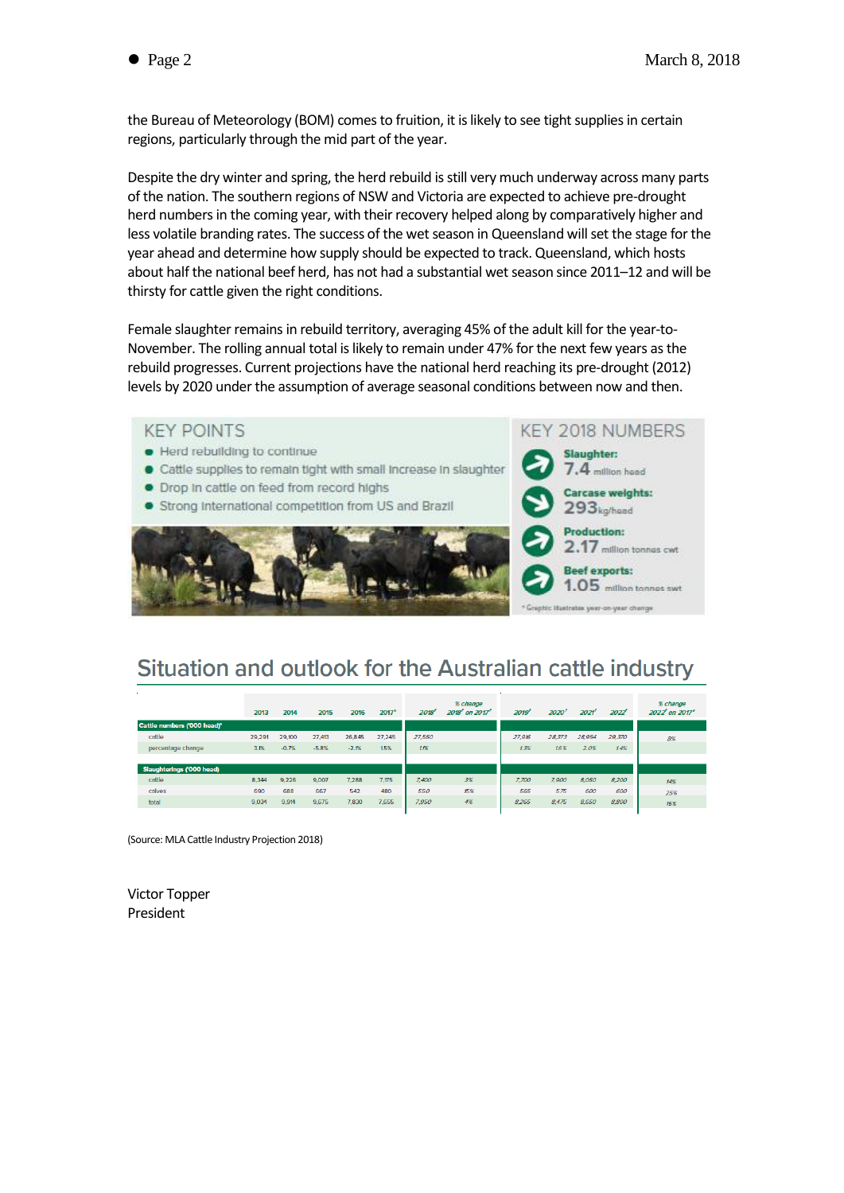the Bureau of Meteorology (BOM) comes to fruition, it is likely to see tight supplies in certain regions, particularly through the mid part of the year.

Despite the dry winter and spring, the herd rebuild is still very much underway across many parts of the nation. The southern regions of NSW and Victoria are expected to achieve pre-drought herd numbers in the coming year, with their recovery helped along by comparatively higher and less volatile branding rates. The success of the wet season in Queensland will set the stage for the year ahead and determine how supply should be expected to track. Queensland, which hosts about half the national beef herd, has not had a substantial wet season since 2011–12 and will be thirsty for cattle given the right conditions.

Female slaughter remains in rebuild territory, averaging 45% of the adult kill for the year-to-November. The rolling annual total is likely to remain under 47% for the next few years as the rebuild progresses. Current projections have the national herd reaching its pre-drought (2012) levels by 2020 under the assumption of average seasonal conditions between now and then.

**KEY POINTS**

- Herd rebuilding to continue
- Cattle supplies to remain tight with small increase in slaughter
- Drop in cattle on feed from record highs
- Strong international competition from US and Brazil

**KEY 2018 NUMBERS**

- **Slaughter:** 7.4 million head
- **Carcase weights:** 293 kg/head
- **Production:** 2.17 million tonnes cwt
- **Beef exports:** 1.05 million tonnes swt

\* Graphic illustrates year-on-year change

## Situation and outlook for the Australian cattle industry

| | 2013 | 2014 | 2015 | 2016 | 2017* | 2018f | % change 2018f on 2017* | 2019f | 2020f | 2021f | 2022f | % change 2022f on 2017* |
|---|---|---|---|---|---|---|---|---|---|---|---|---|
| **Cattle numbers ('000 head)*** | | | | | | | | | | | | |
| cattle | 29,291 | 29,100 | 27,413 | 26,845 | 27,245 | 27,550 | | 27,916 | 28,373 | 28,954 | 29,370 | 8% |
| percentage change | 3.1% | -0.7% | -5.8% | -2.1% | 1.5% | 1.1% | | 1.3% | 1.6% | 2.0% | 1.4% | |
| **Slaughterings ('000 head)** | | | | | | | | | | | | |
| cattle | 8,344 | 9,226 | 9,007 | 7,288 | 7,175 | 7,400 | 3% | 7,700 | 7,900 | 8,050 | 8,200 | 14% |
| calves | 690 | 688 | 667 | 542 | 480 | 550 | 15% | 565 | 575 | 600 | 600 | 25% |
| total | 9,034 | 9,914 | 9,675 | 7,830 | 7,655 | 7,950 | 4% | 8,265 | 8,475 | 8,650 | 8,800 | 15% |

(Source: MLA Cattle Industry Projection 2018)

Victor Topper
President